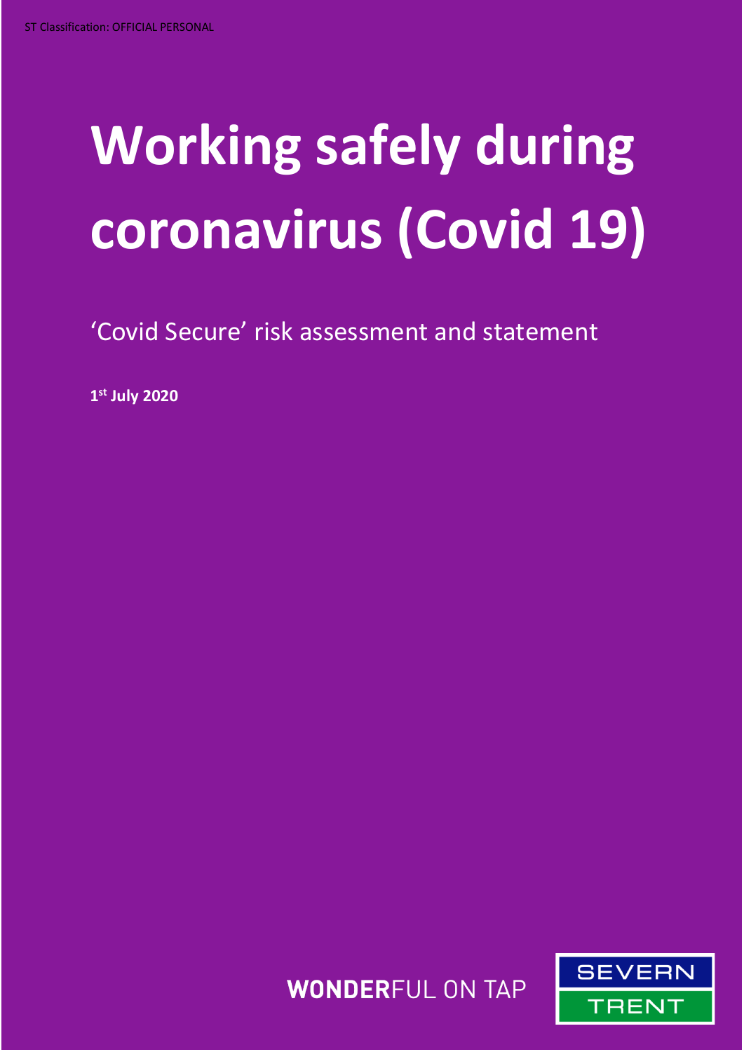ST Classification: OFFICIAL PERSONAL

# Working safely during coronavirus (Covid 19)

'Covid Secure' risk assessment and statement

**1st July 2020**

**WONDER**FUL ON TAP

SEVERN TRENT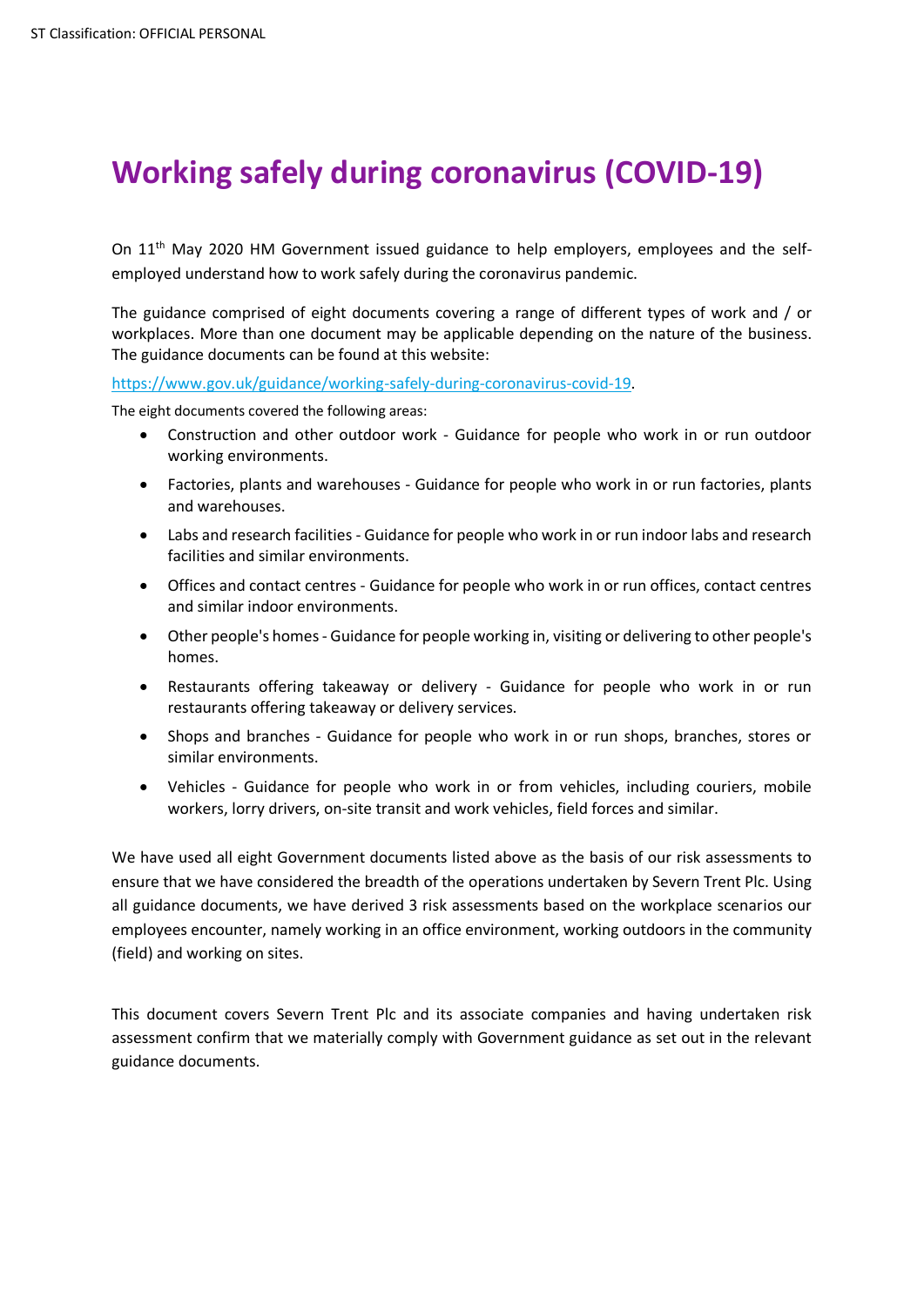# Working safely during coronavirus (COVID-19)

On 11th May 2020 HM Government issued guidance to help employers, employees and the self-employed understand how to work safely during the coronavirus pandemic.

The guidance comprised of eight documents covering a range of different types of work and / or workplaces. More than one document may be applicable depending on the nature of the business. The guidance documents can be found at this website:

https://www.gov.uk/guidance/working-safely-during-coronavirus-covid-19.

The eight documents covered the following areas:

- Construction and other outdoor work - Guidance for people who work in or run outdoor working environments.
- Factories, plants and warehouses - Guidance for people who work in or run factories, plants and warehouses.
- Labs and research facilities - Guidance for people who work in or run indoor labs and research facilities and similar environments.
- Offices and contact centres - Guidance for people who work in or run offices, contact centres and similar indoor environments.
- Other people's homes - Guidance for people working in, visiting or delivering to other people's homes.
- Restaurants offering takeaway or delivery - Guidance for people who work in or run restaurants offering takeaway or delivery services.
- Shops and branches - Guidance for people who work in or run shops, branches, stores or similar environments.
- Vehicles - Guidance for people who work in or from vehicles, including couriers, mobile workers, lorry drivers, on-site transit and work vehicles, field forces and similar.

We have used all eight Government documents listed above as the basis of our risk assessments to ensure that we have considered the breadth of the operations undertaken by Severn Trent Plc. Using all guidance documents, we have derived 3 risk assessments based on the workplace scenarios our employees encounter, namely working in an office environment, working outdoors in the community (field) and working on sites.

This document covers Severn Trent Plc and its associate companies and having undertaken risk assessment confirm that we materially comply with Government guidance as set out in the relevant guidance documents.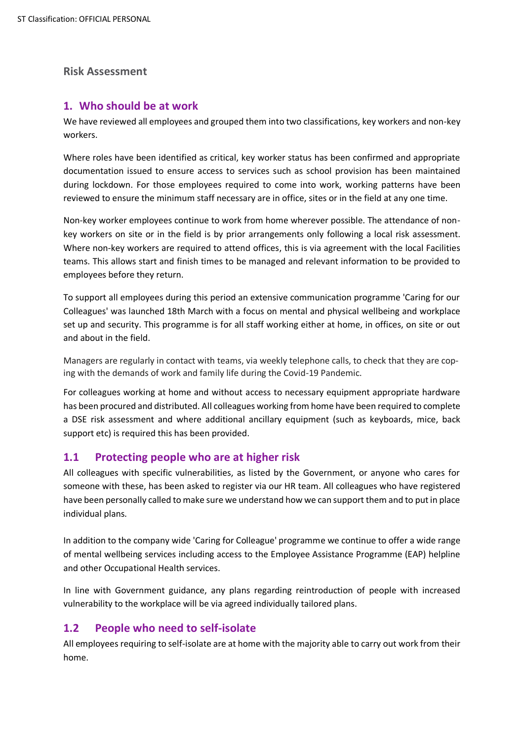## Risk Assessment

## 1. Who should be at work

We have reviewed all employees and grouped them into two classifications, key workers and non-key workers.

Where roles have been identified as critical, key worker status has been confirmed and appropriate documentation issued to ensure access to services such as school provision has been maintained during lockdown. For those employees required to come into work, working patterns have been reviewed to ensure the minimum staff necessary are in office, sites or in the field at any one time.

Non-key worker employees continue to work from home wherever possible. The attendance of non-key workers on site or in the field is by prior arrangements only following a local risk assessment. Where non-key workers are required to attend offices, this is via agreement with the local Facilities teams. This allows start and finish times to be managed and relevant information to be provided to employees before they return.

To support all employees during this period an extensive communication programme 'Caring for our Colleagues' was launched 18th March with a focus on mental and physical wellbeing and workplace set up and security. This programme is for all staff working either at home, in offices, on site or out and about in the field.

Managers are regularly in contact with teams, via weekly telephone calls, to check that they are coping with the demands of work and family life during the Covid-19 Pandemic.

For colleagues working at home and without access to necessary equipment appropriate hardware has been procured and distributed. All colleagues working from home have been required to complete a DSE risk assessment and where additional ancillary equipment (such as keyboards, mice, back support etc) is required this has been provided.

## 1.1 Protecting people who are at higher risk

All colleagues with specific vulnerabilities, as listed by the Government, or anyone who cares for someone with these, has been asked to register via our HR team. All colleagues who have registered have been personally called to make sure we understand how we can support them and to put in place individual plans.

In addition to the company wide 'Caring for Colleague' programme we continue to offer a wide range of mental wellbeing services including access to the Employee Assistance Programme (EAP) helpline and other Occupational Health services.

In line with Government guidance, any plans regarding reintroduction of people with increased vulnerability to the workplace will be via agreed individually tailored plans.

## 1.2 People who need to self-isolate

All employees requiring to self-isolate are at home with the majority able to carry out work from their home.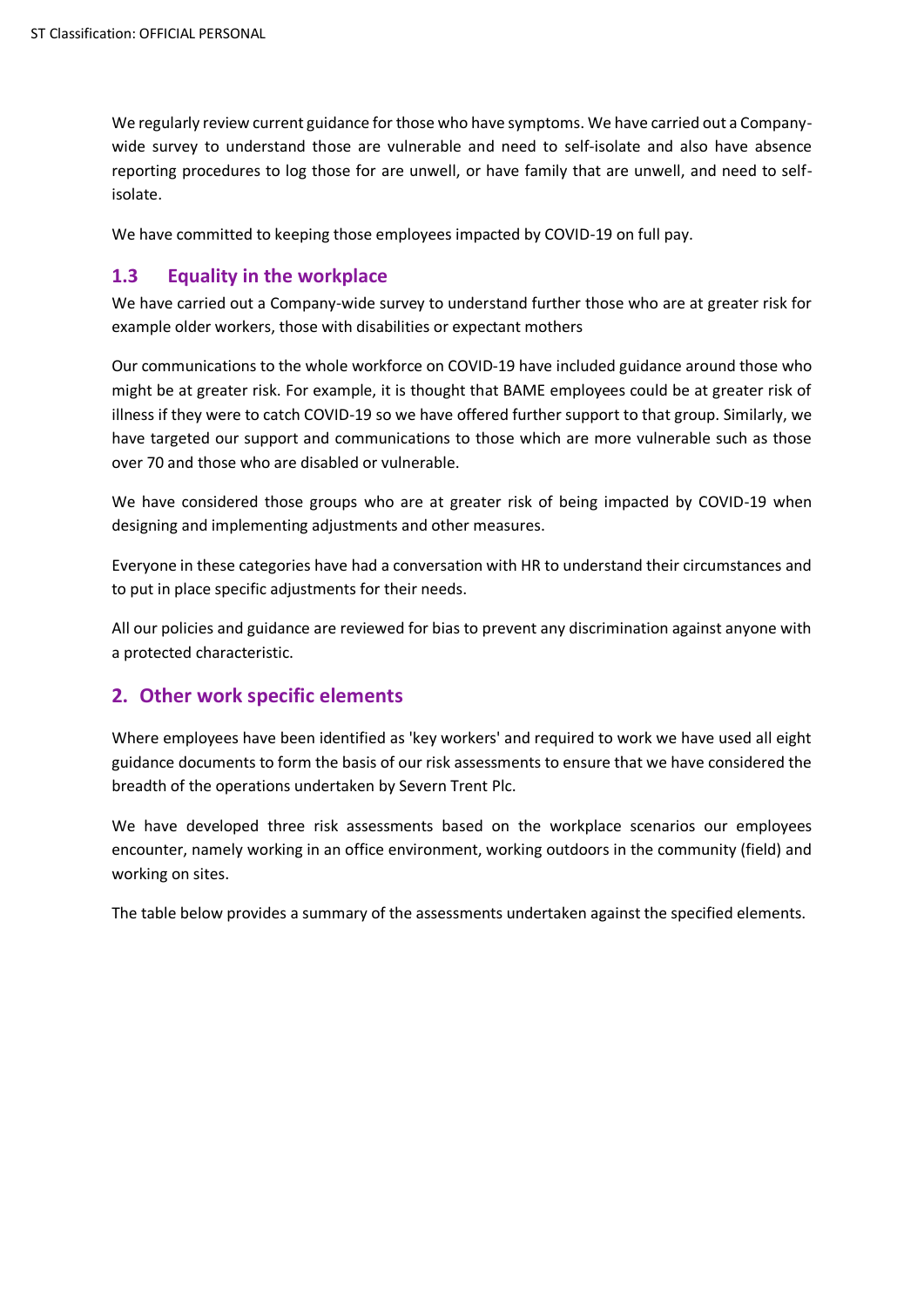We regularly review current guidance for those who have symptoms. We have carried out a Company-wide survey to understand those are vulnerable and need to self-isolate and also have absence reporting procedures to log those for are unwell, or have family that are unwell, and need to self-isolate.

We have committed to keeping those employees impacted by COVID-19 on full pay.

### 1.3 Equality in the workplace

We have carried out a Company-wide survey to understand further those who are at greater risk for example older workers, those with disabilities or expectant mothers

Our communications to the whole workforce on COVID-19 have included guidance around those who might be at greater risk. For example, it is thought that BAME employees could be at greater risk of illness if they were to catch COVID-19 so we have offered further support to that group. Similarly, we have targeted our support and communications to those which are more vulnerable such as those over 70 and those who are disabled or vulnerable.

We have considered those groups who are at greater risk of being impacted by COVID-19 when designing and implementing adjustments and other measures.

Everyone in these categories have had a conversation with HR to understand their circumstances and to put in place specific adjustments for their needs.

All our policies and guidance are reviewed for bias to prevent any discrimination against anyone with a protected characteristic.

## 2. Other work specific elements

Where employees have been identified as 'key workers' and required to work we have used all eight guidance documents to form the basis of our risk assessments to ensure that we have considered the breadth of the operations undertaken by Severn Trent Plc.

We have developed three risk assessments based on the workplace scenarios our employees encounter, namely working in an office environment, working outdoors in the community (field) and working on sites.

The table below provides a summary of the assessments undertaken against the specified elements.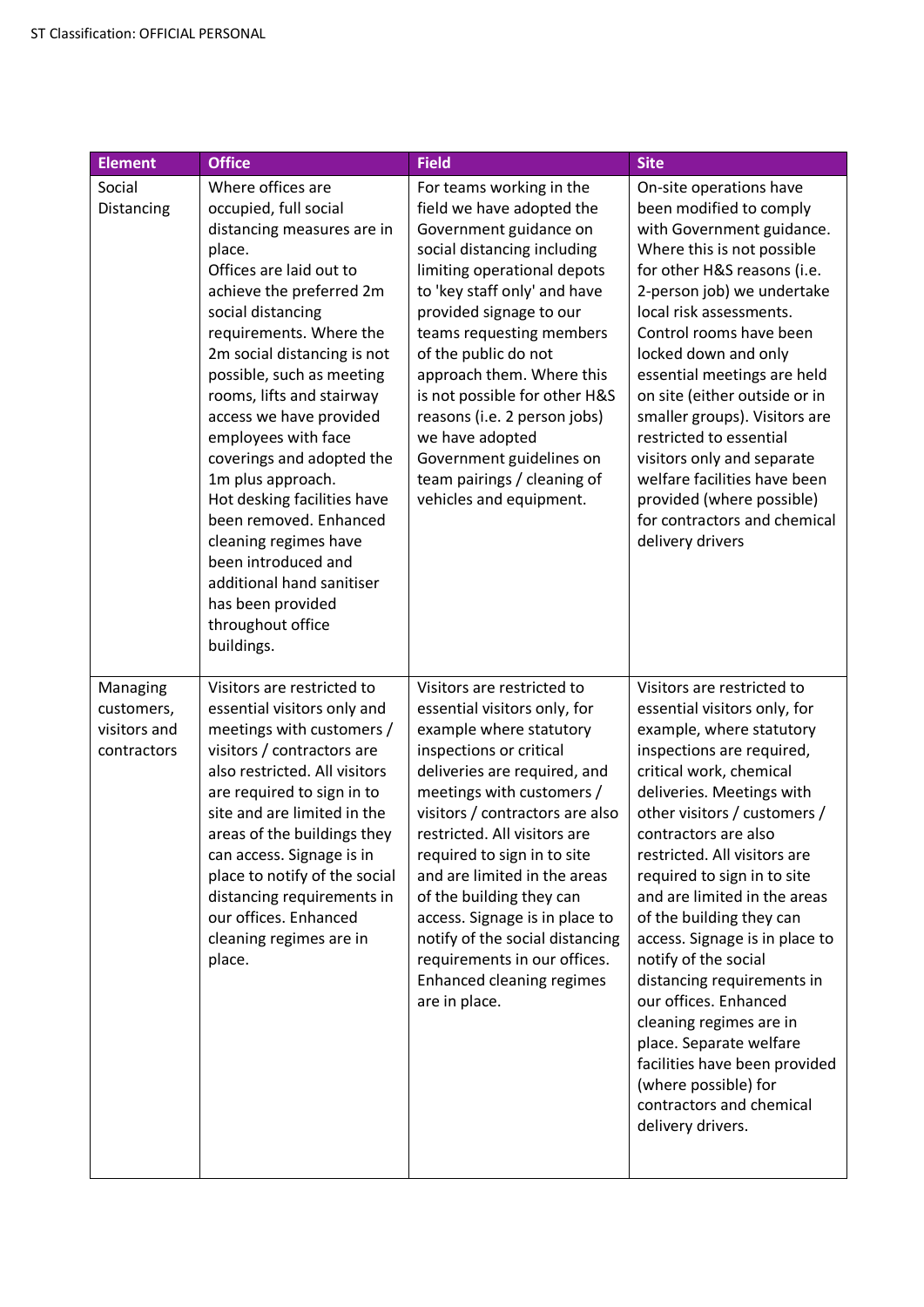| Element | Office | Field | Site |
|---|---|---|---|
| Social Distancing | Where offices are occupied, full social distancing measures are in place.<br>Offices are laid out to achieve the preferred 2m social distancing requirements. Where the 2m social distancing is not possible, such as meeting rooms, lifts and stairway access we have provided employees with face coverings and adopted the 1m plus approach.<br>Hot desking facilities have been removed. Enhanced cleaning regimes have been introduced and additional hand sanitiser has been provided throughout office buildings. | For teams working in the field we have adopted the Government guidance on social distancing including limiting operational depots to 'key staff only' and have provided signage to our teams requesting members of the public do not approach them. Where this is not possible for other H&S reasons (i.e. 2 person jobs) we have adopted Government guidelines on team pairings / cleaning of vehicles and equipment. | On-site operations have been modified to comply with Government guidance. Where this is not possible for other H&S reasons (i.e. 2-person job) we undertake local risk assessments.<br>Control rooms have been locked down and only essential meetings are held on site (either outside or in smaller groups). Visitors are restricted to essential visitors only and separate welfare facilities have been provided (where possible) for contractors and chemical delivery drivers |
| Managing customers, visitors and contractors | Visitors are restricted to essential visitors only and meetings with customers / visitors / contractors are also restricted. All visitors are required to sign in to site and are limited in the areas of the buildings they can access. Signage is in place to notify of the social distancing requirements in our offices. Enhanced cleaning regimes are in place. | Visitors are restricted to essential visitors only, for example where statutory inspections or critical deliveries are required, and meetings with customers / visitors / contractors are also restricted. All visitors are required to sign in to site and are limited in the areas of the building they can access. Signage is in place to notify of the social distancing requirements in our offices. Enhanced cleaning regimes are in place. | Visitors are restricted to essential visitors only, for example, where statutory inspections are required, critical work, chemical deliveries. Meetings with other visitors / customers / contractors are also restricted. All visitors are required to sign in to site and are limited in the areas of the building they can access. Signage is in place to notify of the social distancing requirements in our offices. Enhanced cleaning regimes are in place. Separate welfare facilities have been provided (where possible) for contractors and chemical delivery drivers. |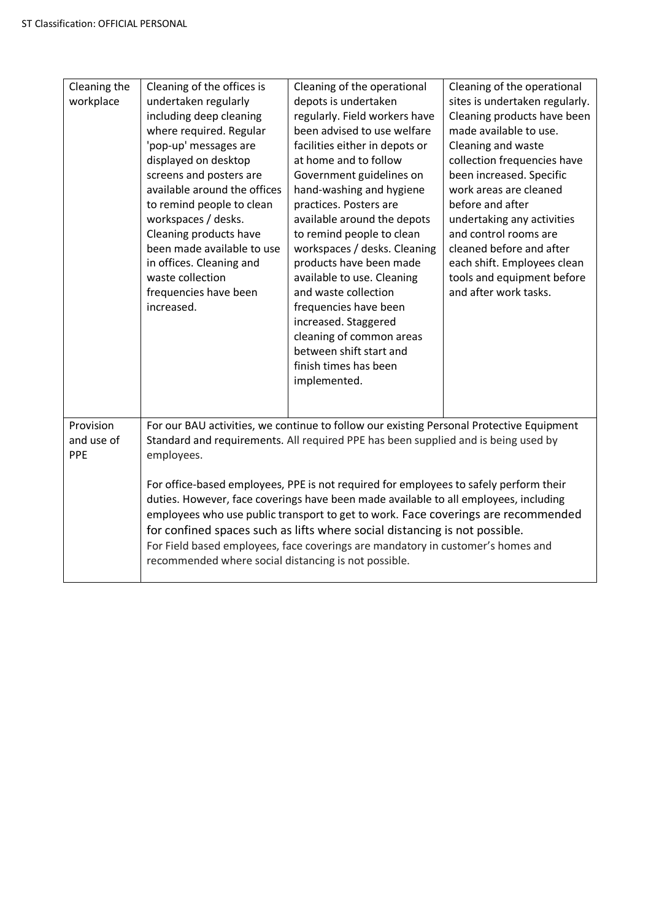| | | | |
|---|---|---|---|
| Cleaning the workplace | Cleaning of the offices is undertaken regularly including deep cleaning where required. Regular 'pop-up' messages are displayed on desktop screens and posters are available around the offices to remind people to clean workspaces / desks. Cleaning products have been made available to use in offices. Cleaning and waste collection frequencies have been increased. | Cleaning of the operational depots is undertaken regularly. Field workers have been advised to use welfare facilities either in depots or at home and to follow Government guidelines on hand-washing and hygiene practices. Posters are available around the depots to remind people to clean workspaces / desks. Cleaning products have been made available to use. Cleaning and waste collection frequencies have been increased. Staggered cleaning of common areas between shift start and finish times has been implemented. | Cleaning of the operational sites is undertaken regularly. Cleaning products have been made available to use. Cleaning and waste collection frequencies have been increased. Specific work areas are cleaned before and after undertaking any activities and control rooms are cleaned before and after each shift. Employees clean tools and equipment before and after work tasks. |
| Provision and use of PPE | For our BAU activities, we continue to follow our existing Personal Protective Equipment Standard and requirements. All required PPE has been supplied and is being used by employees.<br><br>For office-based employees, PPE is not required for employees to safely perform their duties. However, face coverings have been made available to all employees, including employees who use public transport to get to work. Face coverings are recommended for confined spaces such as lifts where social distancing is not possible.<br>For Field based employees, face coverings are mandatory in customer's homes and recommended where social distancing is not possible. | | |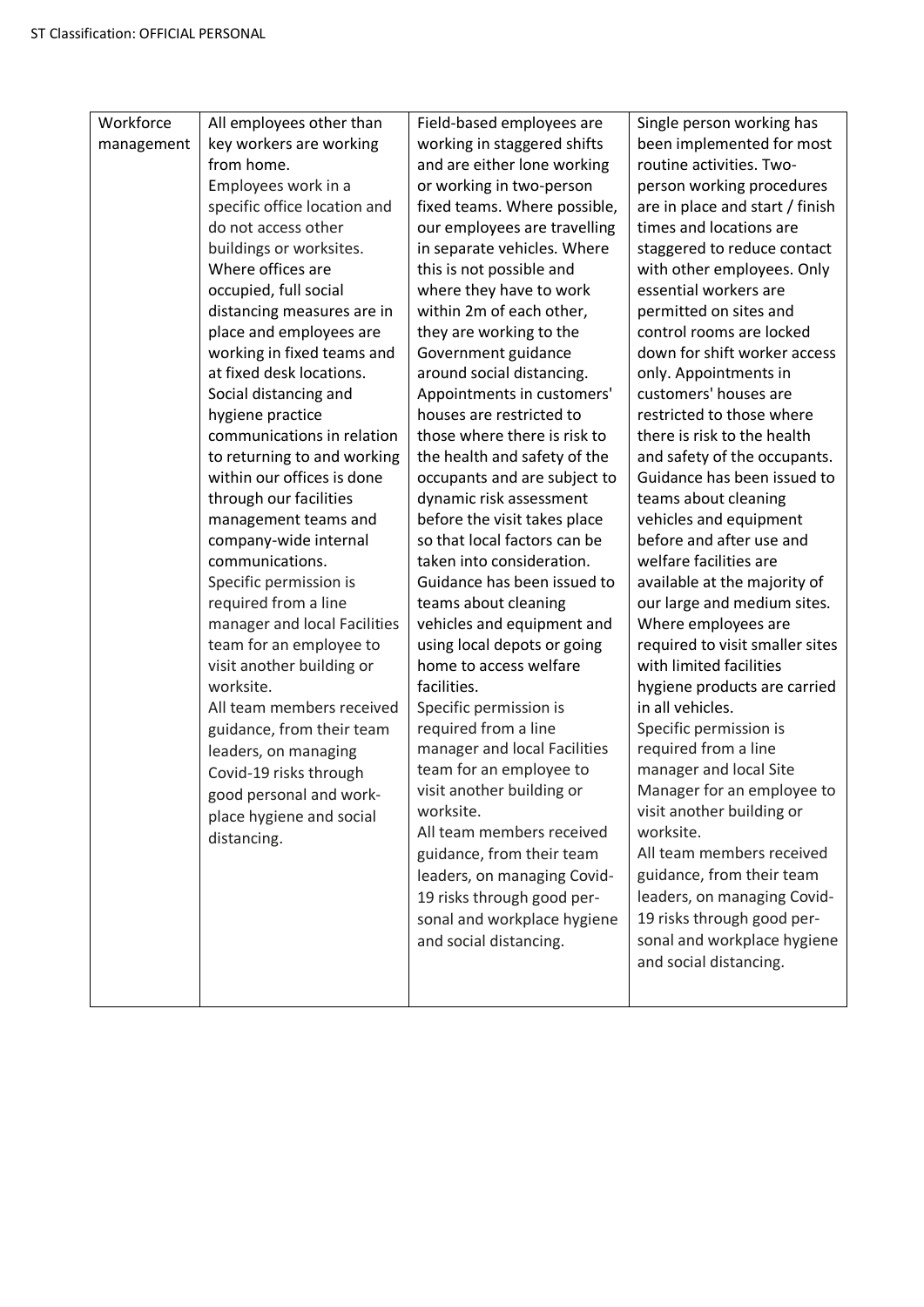| Workforce management | All employees other than key workers are working from home.<br>Employees work in a specific office location and do not access other buildings or worksites.<br>Where offices are occupied, full social distancing measures are in place and employees are working in fixed teams and at fixed desk locations.<br>Social distancing and hygiene practice communications in relation to returning to and working within our offices is done through our facilities management teams and company-wide internal communications.<br>Specific permission is required from a line manager and local Facilities team for an employee to visit another building or worksite.<br>All team members received guidance, from their team leaders, on managing Covid-19 risks through good personal and work-place hygiene and social distancing. | Field-based employees are working in staggered shifts and are either lone working or working in two-person fixed teams. Where possible, our employees are travelling in separate vehicles. Where this is not possible and where they have to work within 2m of each other, they are working to the Government guidance around social distancing.<br>Appointments in customers' houses are restricted to those where there is risk to the health and safety of the occupants and are subject to dynamic risk assessment before the visit takes place so that local factors can be taken into consideration.<br>Guidance has been issued to teams about cleaning vehicles and equipment and using local depots or going home to access welfare facilities.<br>Specific permission is required from a line manager and local Facilities team for an employee to visit another building or worksite.<br>All team members received guidance, from their team leaders, on managing Covid-19 risks through good per-sonal and workplace hygiene and social distancing. | Single person working has been implemented for most routine activities. Two-person working procedures are in place and start / finish times and locations are staggered to reduce contact with other employees. Only essential workers are permitted on sites and control rooms are locked down for shift worker access only. Appointments in customers' houses are restricted to those where there is risk to the health and safety of the occupants. Guidance has been issued to teams about cleaning vehicles and equipment before and after use and welfare facilities are available at the majority of our large and medium sites. Where employees are required to visit smaller sites with limited facilities hygiene products are carried in all vehicles.<br>Specific permission is required from a line manager and local Site Manager for an employee to visit another building or worksite.<br>All team members received guidance, from their team leaders, on managing Covid-19 risks through good per-sonal and workplace hygiene and social distancing. |
|---|---|---|---|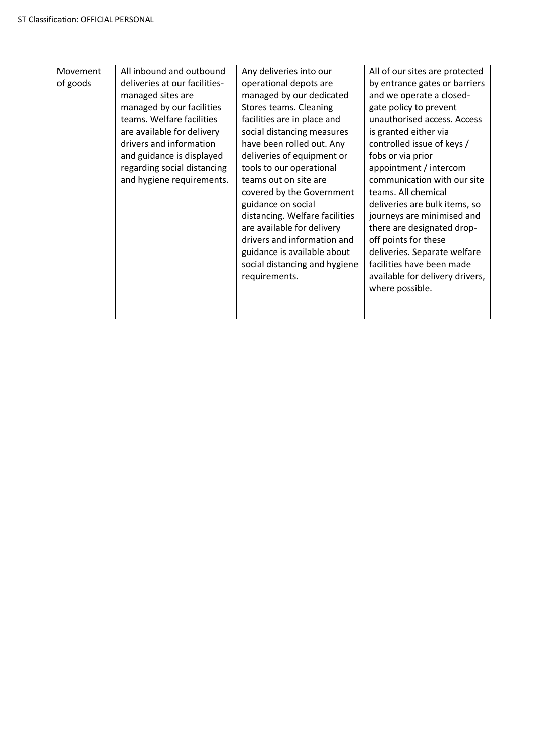| Movement of goods | All inbound and outbound deliveries at our facilities-managed sites are managed by our facilities teams. Welfare facilities are available for delivery drivers and information and guidance is displayed regarding social distancing and hygiene requirements. | Any deliveries into our operational depots are managed by our dedicated Stores teams. Cleaning facilities are in place and social distancing measures have been rolled out. Any deliveries of equipment or tools to our operational teams out on site are covered by the Government guidance on social distancing. Welfare facilities are available for delivery drivers and information and guidance is available about social distancing and hygiene requirements. | All of our sites are protected by entrance gates or barriers and we operate a closed-gate policy to prevent unauthorised access. Access is granted either via controlled issue of keys / fobs or via prior appointment / intercom communication with our site teams. All chemical deliveries are bulk items, so journeys are minimised and there are designated drop-off points for these deliveries. Separate welfare facilities have been made available for delivery drivers, where possible. |
|---|---|---|---|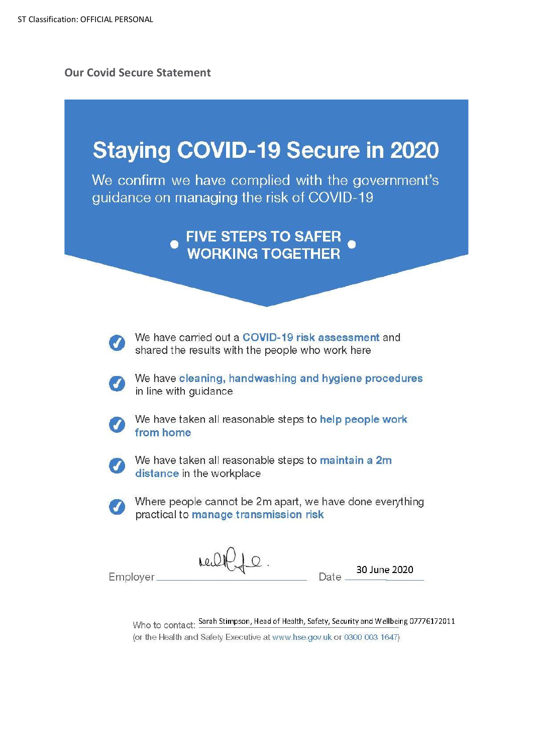ST Classification: OFFICIAL PERSONAL

**Our Covid Secure Statement**

# Staying COVID-19 Secure in 2020

We confirm we have complied with the government's guidance on managing the risk of COVID-19

## FIVE STEPS TO SAFER WORKING TOGETHER

- We have carried out a **COVID-19 risk assessment** and shared the results with the people who work here
- We have **cleaning, handwashing and hygiene procedures** in line with guidance
- We have taken all reasonable steps to **help people work from home**
- We have taken all reasonable steps to **maintain a 2m distance** in the workplace
- Where people cannot be 2m apart, we have done everything practical to **manage transmission risk**

Employer [signature]

Date 30 June 2020

Who to contact: Sarah Stimpson, Head of Health, Safety, Security and Wellbeing 07776172011

(or the Health and Safety Executive at www.hse.gov.uk or 0300 003 1647)